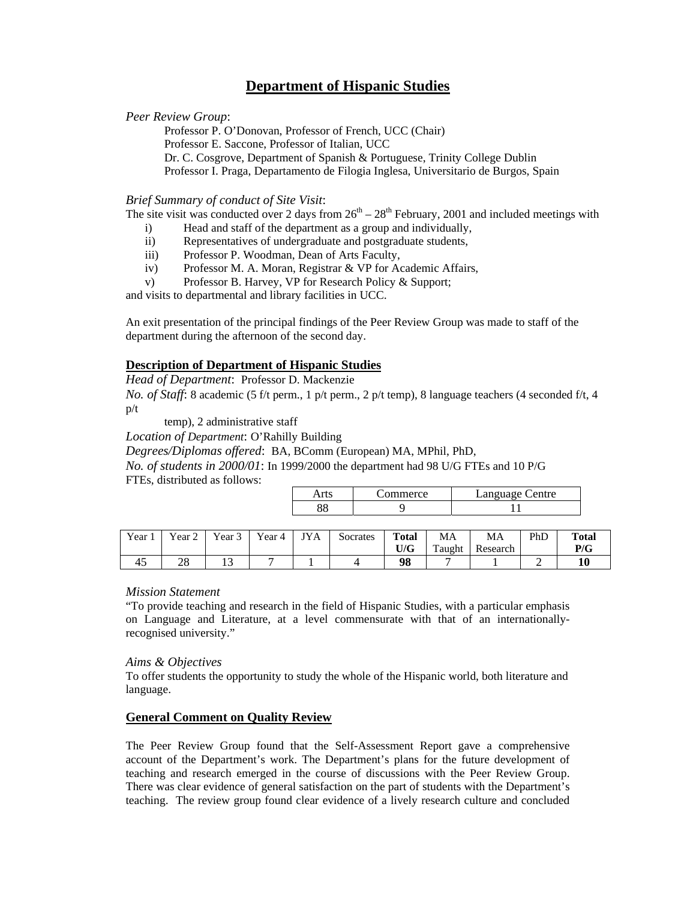# Department of Hispanic Studies

*Peer Review Group*:

Professor P. O'Donovan, Professor of French, UCC (Chair)
Professor E. Saccone, Professor of Italian, UCC
Dr. C. Cosgrove, Department of Spanish & Portuguese, Trinity College Dublin
Professor I. Praga, Departamento de Filogia Inglesa, Universitario de Burgos, Spain

*Brief Summary of conduct of Site Visit*:

The site visit was conducted over 2 days from 26th – 28th February, 2001 and included meetings with

- i) Head and staff of the department as a group and individually,
- ii) Representatives of undergraduate and postgraduate students,
- iii) Professor P. Woodman, Dean of Arts Faculty,
- iv) Professor M. A. Moran, Registrar & VP for Academic Affairs,
- v) Professor B. Harvey, VP for Research Policy & Support;

and visits to departmental and library facilities in UCC.

An exit presentation of the principal findings of the Peer Review Group was made to staff of the department during the afternoon of the second day.

## Description of Department of Hispanic Studies

*Head of Department*: Professor D. Mackenzie

*No. of Staff*: 8 academic (5 f/t perm., 1 p/t perm., 2 p/t temp), 8 language teachers (4 seconded f/t, 4 p/t temp), 2 administrative staff

*Location of Department*: O'Rahilly Building

*Degrees/Diplomas offered*: BA, BComm (European) MA, MPhil, PhD,

*No. of students in 2000/01*: In 1999/2000 the department had 98 U/G FTEs and 10 P/G FTEs, distributed as follows:

| Arts | Commerce | Language Centre |
|---|---|---|
| 88 | 9 | 11 |

| Year 1 | Year 2 | Year 3 | Year 4 | JYA | Socrates | **Total U/G** | MA Taught | MA Research | PhD | **Total P/G** |
|---|---|---|---|---|---|---|---|---|---|---|
| 45 | 28 | 13 | 7 | 1 | 4 | **98** | 7 | 1 | 2 | **10** |

*Mission Statement*

"To provide teaching and research in the field of Hispanic Studies, with a particular emphasis on Language and Literature, at a level commensurate with that of an internationally-recognised university."

*Aims & Objectives*

To offer students the opportunity to study the whole of the Hispanic world, both literature and language.

## General Comment on Quality Review

The Peer Review Group found that the Self-Assessment Report gave a comprehensive account of the Department's work. The Department's plans for the future development of teaching and research emerged in the course of discussions with the Peer Review Group. There was clear evidence of general satisfaction on the part of students with the Department's teaching. The review group found clear evidence of a lively research culture and concluded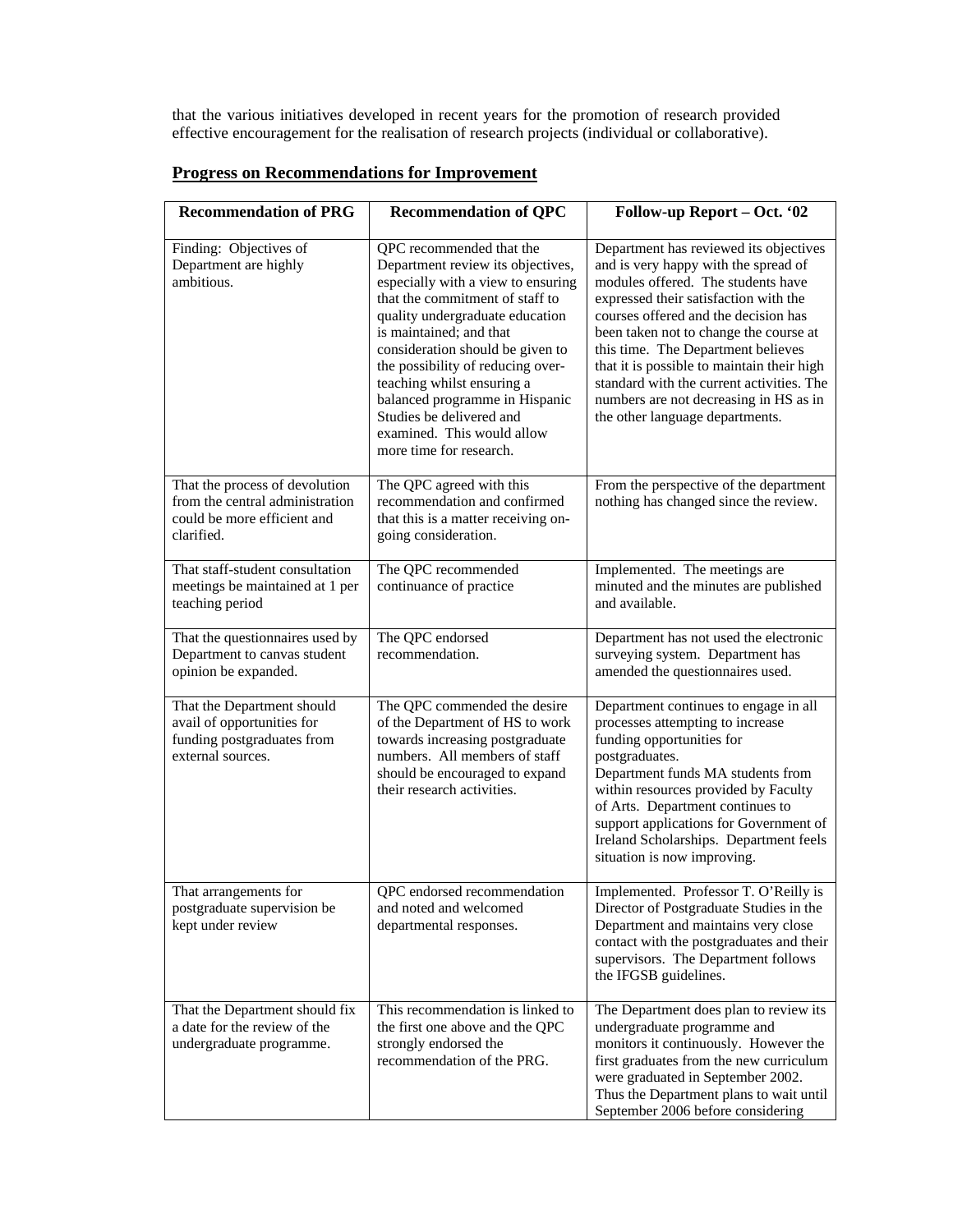that the various initiatives developed in recent years for the promotion of research provided effective encouragement for the realisation of research projects (individual or collaborative).

## Progress on Recommendations for Improvement

| Recommendation of PRG | Recommendation of QPC | Follow-up Report – Oct. '02 |
|---|---|---|
| Finding: Objectives of Department are highly ambitious. | QPC recommended that the Department review its objectives, especially with a view to ensuring that the commitment of staff to quality undergraduate education is maintained; and that consideration should be given to the possibility of reducing over-teaching whilst ensuring a balanced programme in Hispanic Studies be delivered and examined. This would allow more time for research. | Department has reviewed its objectives and is very happy with the spread of modules offered. The students have expressed their satisfaction with the courses offered and the decision has been taken not to change the course at this time. The Department believes that it is possible to maintain their high standard with the current activities. The numbers are not decreasing in HS as in the other language departments. |
| That the process of devolution from the central administration could be more efficient and clarified. | The QPC agreed with this recommendation and confirmed that this is a matter receiving on-going consideration. | From the perspective of the department nothing has changed since the review. |
| That staff-student consultation meetings be maintained at 1 per teaching period | The QPC recommended continuance of practice | Implemented. The meetings are minuted and the minutes are published and available. |
| That the questionnaires used by Department to canvas student opinion be expanded. | The QPC endorsed recommendation. | Department has not used the electronic surveying system. Department has amended the questionnaires used. |
| That the Department should avail of opportunities for funding postgraduates from external sources. | The QPC commended the desire of the Department of HS to work towards increasing postgraduate numbers. All members of staff should be encouraged to expand their research activities. | Department continues to engage in all processes attempting to increase funding opportunities for postgraduates. Department funds MA students from within resources provided by Faculty of Arts. Department continues to support applications for Government of Ireland Scholarships. Department feels situation is now improving. |
| That arrangements for postgraduate supervision be kept under review | QPC endorsed recommendation and noted and welcomed departmental responses. | Implemented. Professor T. O'Reilly is Director of Postgraduate Studies in the Department and maintains very close contact with the postgraduates and their supervisors. The Department follows the IFGSB guidelines. |
| That the Department should fix a date for the review of the undergraduate programme. | This recommendation is linked to the first one above and the QPC strongly endorsed the recommendation of the PRG. | The Department does plan to review its undergraduate programme and monitors it continuously. However the first graduates from the new curriculum were graduated in September 2002. Thus the Department plans to wait until September 2006 before considering |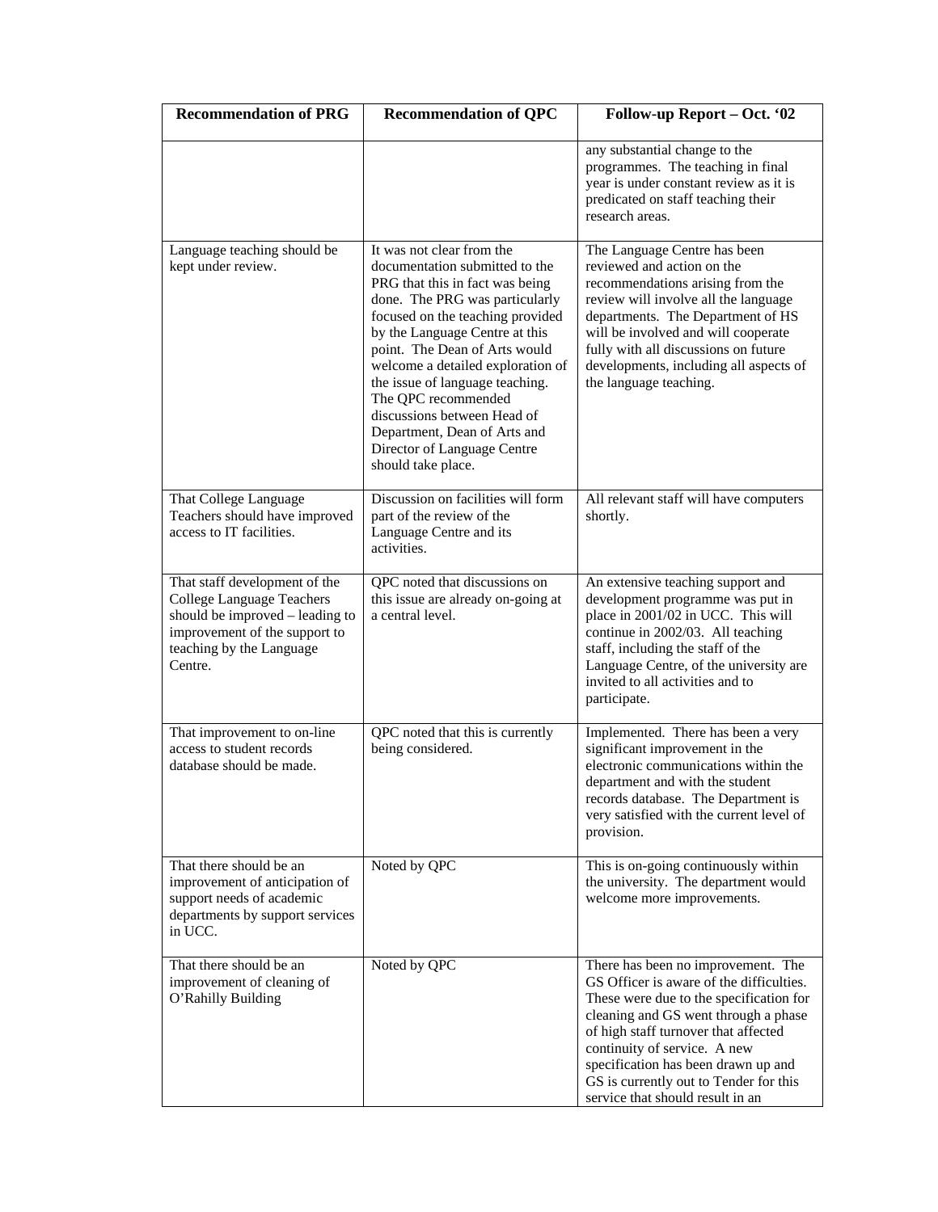| Recommendation of PRG | Recommendation of QPC | Follow-up Report – Oct. '02 |
| --- | --- | --- |
| | | any substantial change to the programmes. The teaching in final year is under constant review as it is predicated on staff teaching their research areas. |
| Language teaching should be kept under review. | It was not clear from the documentation submitted to the PRG that this in fact was being done. The PRG was particularly focused on the teaching provided by the Language Centre at this point. The Dean of Arts would welcome a detailed exploration of the issue of language teaching. The QPC recommended discussions between Head of Department, Dean of Arts and Director of Language Centre should take place. | The Language Centre has been reviewed and action on the recommendations arising from the review will involve all the language departments. The Department of HS will be involved and will cooperate fully with all discussions on future developments, including all aspects of the language teaching. |
| That College Language Teachers should have improved access to IT facilities. | Discussion on facilities will form part of the review of the Language Centre and its activities. | All relevant staff will have computers shortly. |
| That staff development of the College Language Teachers should be improved – leading to improvement of the support to teaching by the Language Centre. | QPC noted that discussions on this issue are already on-going at a central level. | An extensive teaching support and development programme was put in place in 2001/02 in UCC. This will continue in 2002/03. All teaching staff, including the staff of the Language Centre, of the university are invited to all activities and to participate. |
| That improvement to on-line access to student records database should be made. | QPC noted that this is currently being considered. | Implemented. There has been a very significant improvement in the electronic communications within the department and with the student records database. The Department is very satisfied with the current level of provision. |
| That there should be an improvement of anticipation of support needs of academic departments by support services in UCC. | Noted by QPC | This is on-going continuously within the university. The department would welcome more improvements. |
| That there should be an improvement of cleaning of O'Rahilly Building | Noted by QPC | There has been no improvement. The GS Officer is aware of the difficulties. These were due to the specification for cleaning and GS went through a phase of high staff turnover that affected continuity of service. A new specification has been drawn up and GS is currently out to Tender for this service that should result in an |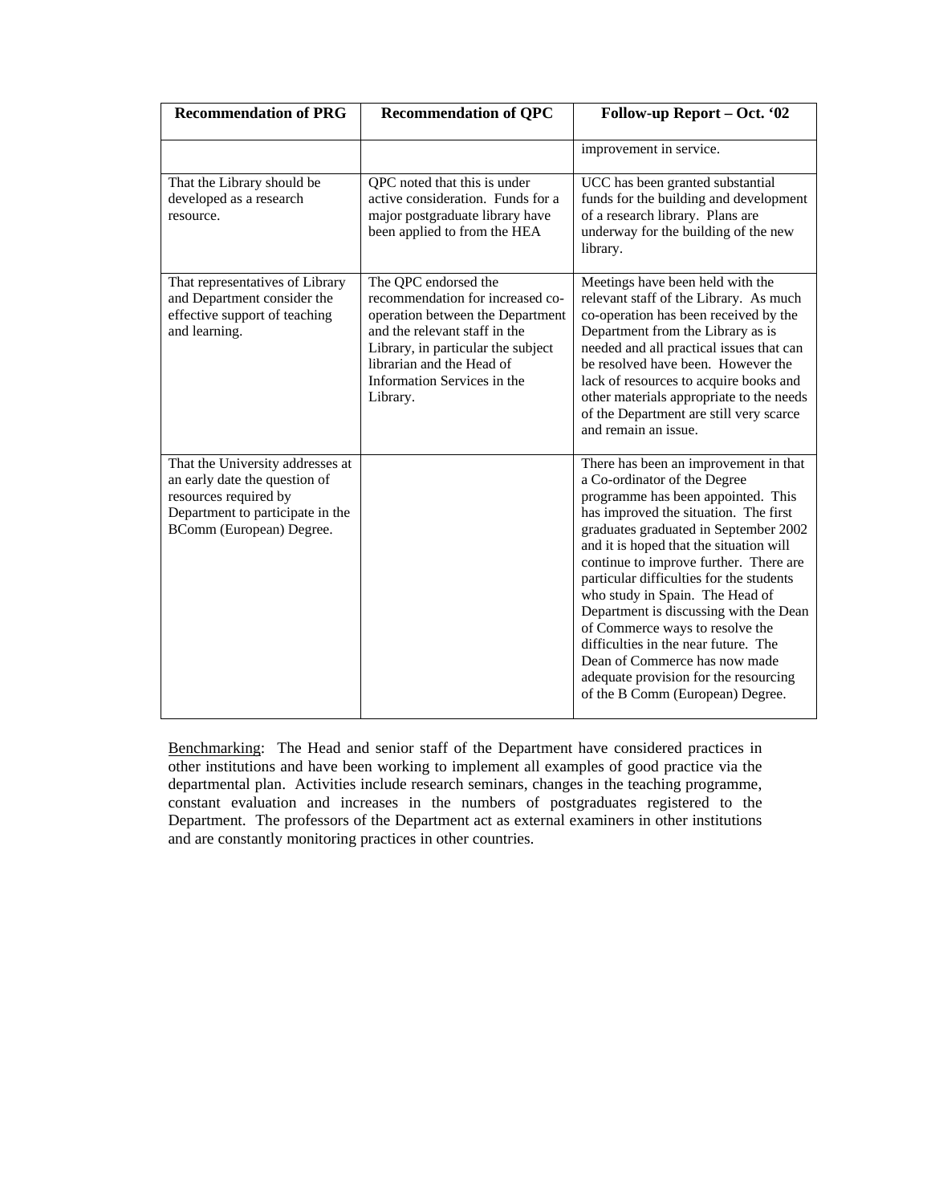| Recommendation of PRG | Recommendation of QPC | Follow-up Report – Oct. '02 |
| --- | --- | --- |
| | | improvement in service. |
| That the Library should be developed as a research resource. | QPC noted that this is under active consideration. Funds for a major postgraduate library have been applied to from the HEA | UCC has been granted substantial funds for the building and development of a research library. Plans are underway for the building of the new library. |
| That representatives of Library and Department consider the effective support of teaching and learning. | The QPC endorsed the recommendation for increased co-operation between the Department and the relevant staff in the Library, in particular the subject librarian and the Head of Information Services in the Library. | Meetings have been held with the relevant staff of the Library. As much co-operation has been received by the Department from the Library as is needed and all practical issues that can be resolved have been. However the lack of resources to acquire books and other materials appropriate to the needs of the Department are still very scarce and remain an issue. |
| That the University addresses at an early date the question of resources required by Department to participate in the BComm (European) Degree. | | There has been an improvement in that a Co-ordinator of the Degree programme has been appointed. This has improved the situation. The first graduates graduated in September 2002 and it is hoped that the situation will continue to improve further. There are particular difficulties for the students who study in Spain. The Head of Department is discussing with the Dean of Commerce ways to resolve the difficulties in the near future. The Dean of Commerce has now made adequate provision for the resourcing of the B Comm (European) Degree. |

Benchmarking: The Head and senior staff of the Department have considered practices in other institutions and have been working to implement all examples of good practice via the departmental plan. Activities include research seminars, changes in the teaching programme, constant evaluation and increases in the numbers of postgraduates registered to the Department. The professors of the Department act as external examiners in other institutions and are constantly monitoring practices in other countries.